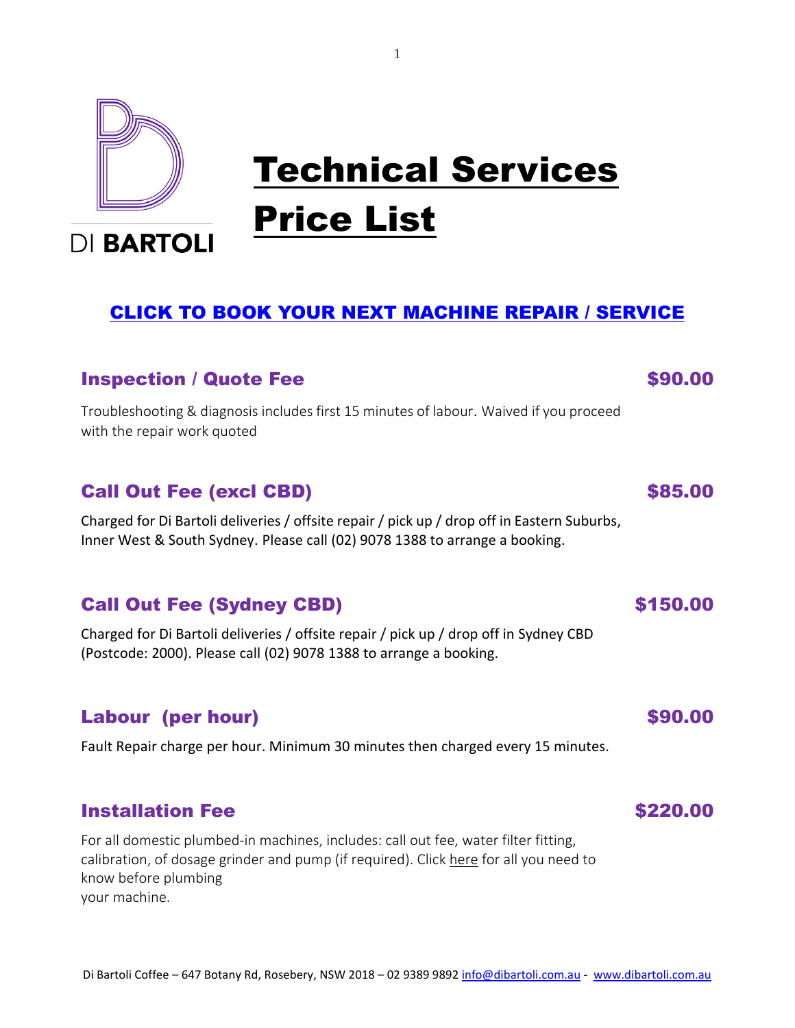DI **BARTOLI**

# Technical Services Price List

**CLICK TO BOOK YOUR NEXT MACHINE REPAIR / SERVICE**

### Inspection / Quote Fee — $90.00

Troubleshooting & diagnosis includes first 15 minutes of labour. Waived if you proceed with the repair work quoted

### Call Out Fee (excl CBD) — $85.00

Charged for Di Bartoli deliveries / offsite repair / pick up / drop off in Eastern Suburbs, Inner West & South Sydney. Please call (02) 9078 1388 to arrange a booking.

### Call Out Fee (Sydney CBD) — $150.00

Charged for Di Bartoli deliveries / offsite repair / pick up / drop off in Sydney CBD (Postcode: 2000). Please call (02) 9078 1388 to arrange a booking.

### Labour (per hour) — $90.00

Fault Repair charge per hour. Minimum 30 minutes then charged every 15 minutes.

### Installation Fee — $220.00

For all domestic plumbed-in machines, includes: call out fee, water filter fitting, calibration, of dosage grinder and pump (if required). Click here for all you need to know before plumbing your machine.

Di Bartoli Coffee – 647 Botany Rd, Rosebery, NSW 2018 – 02 9389 9892 info@dibartoli.com.au - www.dibartoli.com.au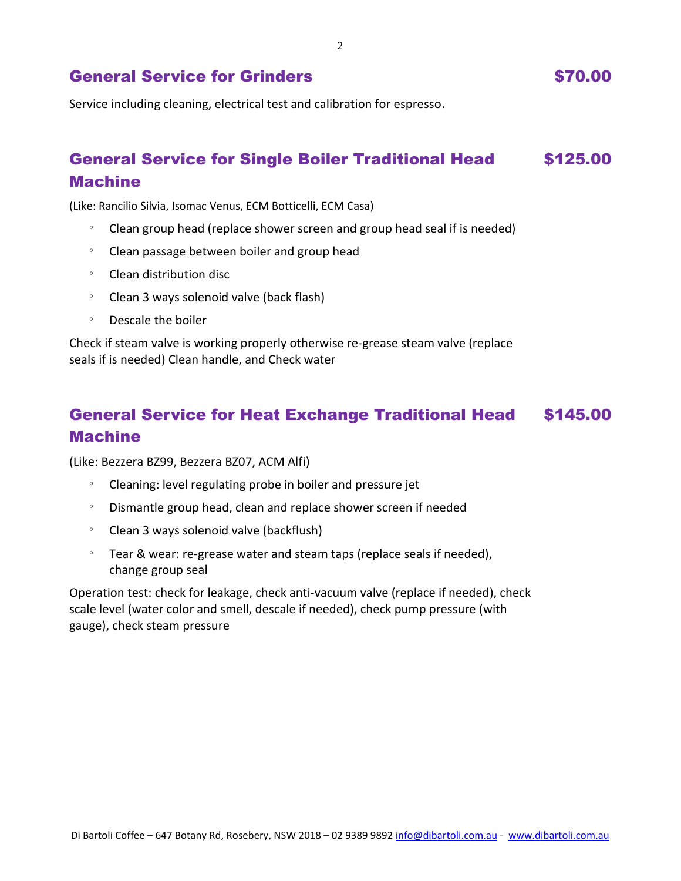## General Service for Grinders $70.00

Service including cleaning, electrical test and calibration for espresso.

## General Service for Single Boiler Traditional Head Machine $125.00

(Like: Rancilio Silvia, Isomac Venus, ECM Botticelli, ECM Casa)

- Clean group head (replace shower screen and group head seal if is needed)
- Clean passage between boiler and group head
- Clean distribution disc
- Clean 3 ways solenoid valve (back flash)
- Descale the boiler

Check if steam valve is working properly otherwise re-grease steam valve (replace seals if is needed) Clean handle, and Check water

## General Service for Heat Exchange Traditional Head Machine $145.00

(Like: Bezzera BZ99, Bezzera BZ07, ACM Alfi)

- Cleaning: level regulating probe in boiler and pressure jet
- Dismantle group head, clean and replace shower screen if needed
- Clean 3 ways solenoid valve (backflush)
- Tear & wear: re-grease water and steam taps (replace seals if needed), change group seal

Operation test: check for leakage, check anti-vacuum valve (replace if needed), check scale level (water color and smell, descale if needed), check pump pressure (with gauge), check steam pressure

Di Bartoli Coffee – 647 Botany Rd, Rosebery, NSW 2018 – 02 9389 9892 info@dibartoli.com.au - www.dibartoli.com.au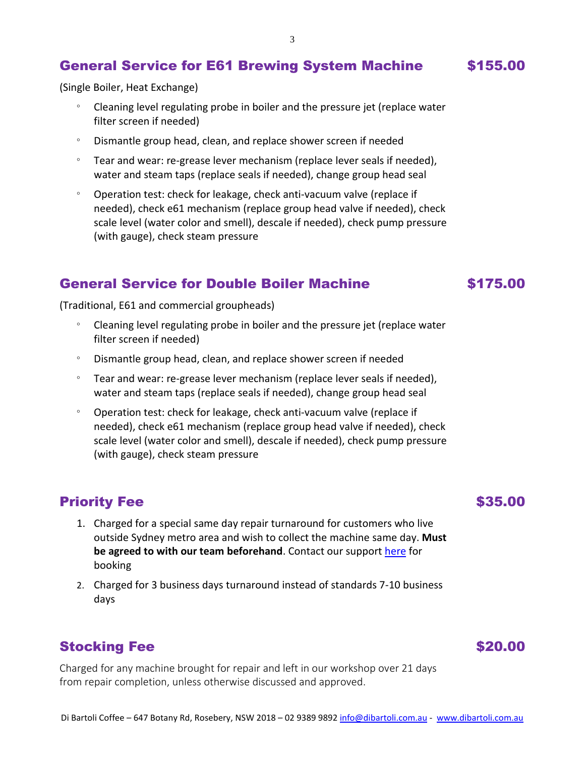## General Service for E61 Brewing System Machine $155.00

(Single Boiler, Heat Exchange)

- Cleaning level regulating probe in boiler and the pressure jet (replace water filter screen if needed)
- Dismantle group head, clean, and replace shower screen if needed
- Tear and wear: re-grease lever mechanism (replace lever seals if needed), water and steam taps (replace seals if needed), change group head seal
- Operation test: check for leakage, check anti-vacuum valve (replace if needed), check e61 mechanism (replace group head valve if needed), check scale level (water color and smell), descale if needed), check pump pressure (with gauge), check steam pressure

## General Service for Double Boiler Machine $175.00

(Traditional, E61 and commercial groupheads)

- Cleaning level regulating probe in boiler and the pressure jet (replace water filter screen if needed)
- Dismantle group head, clean, and replace shower screen if needed
- Tear and wear: re-grease lever mechanism (replace lever seals if needed), water and steam taps (replace seals if needed), change group head seal
- Operation test: check for leakage, check anti-vacuum valve (replace if needed), check e61 mechanism (replace group head valve if needed), check scale level (water color and smell), descale if needed), check pump pressure (with gauge), check steam pressure

## Priority Fee $35.00

1. Charged for a special same day repair turnaround for customers who live outside Sydney metro area and wish to collect the machine same day. **Must be agreed to with our team beforehand**. Contact our support here for booking
2. Charged for 3 business days turnaround instead of standards 7-10 business days

## Stocking Fee $20.00

Charged for any machine brought for repair and left in our workshop over 21 days from repair completion, unless otherwise discussed and approved.

Di Bartoli Coffee – 647 Botany Rd, Rosebery, NSW 2018 – 02 9389 9892 info@dibartoli.com.au - www.dibartoli.com.au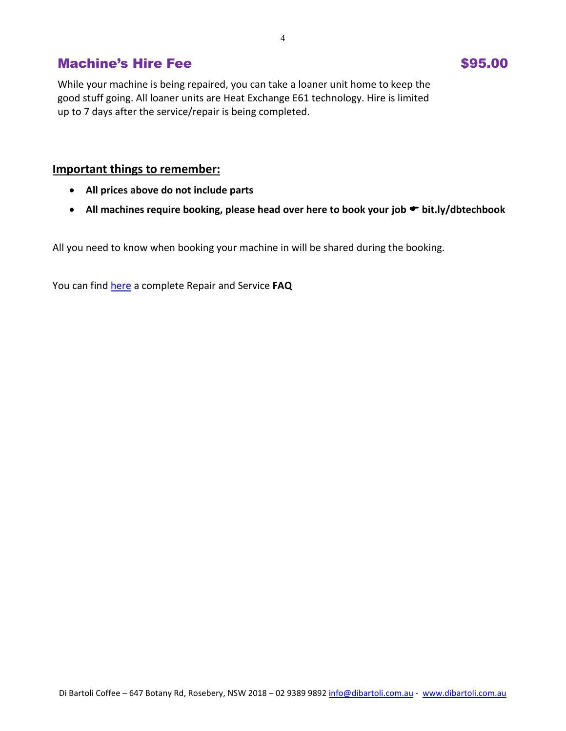## Machine's Hire Fee $95.00

While your machine is being repaired, you can take a loaner unit home to keep the good stuff going. All loaner units are Heat Exchange E61 technology. Hire is limited up to 7 days after the service/repair is being completed.

**Important things to remember:**

- **All prices above do not include parts**
- **All machines require booking, please head over here to book your job ☛ bit.ly/dbtechbook**

All you need to know when booking your machine in will be shared during the booking.

You can find here a complete Repair and Service **FAQ**

Di Bartoli Coffee – 647 Botany Rd, Rosebery, NSW 2018 – 02 9389 9892 info@dibartoli.com.au - www.dibartoli.com.au